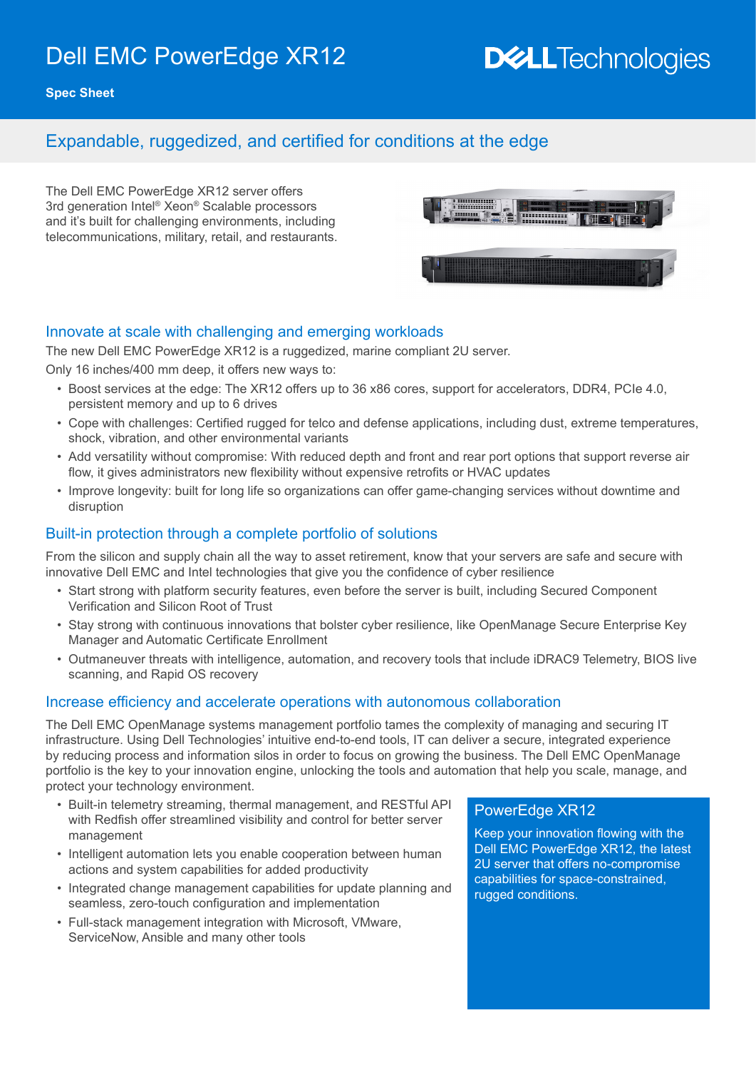# Dell EMC PowerEdge XR12

**Spec Sheet**

## Expandable, ruggedized, and certified for conditions at the edge

The Dell EMC PowerEdge XR12 server offers 3rd generation Intel® Xeon® Scalable processors and it's built for challenging environments, including telecommunications, military, retail, and restaurants.

### Innovate at scale with challenging and emerging workloads

The new Dell EMC PowerEdge XR12 is a ruggedized, marine compliant 2U server.

Only 16 inches/400 mm deep, it offers new ways to:

- Boost services at the edge: The XR12 offers up to 36 x86 cores, support for accelerators, DDR4, PCIe 4.0, persistent memory and up to 6 drives
- Cope with challenges: Certified rugged for telco and defense applications, including dust, extreme temperatures, shock, vibration, and other environmental variants
- Add versatility without compromise: With reduced depth and front and rear port options that support reverse air flow, it gives administrators new flexibility without expensive retrofits or HVAC updates
- Improve longevity: built for long life so organizations can offer game-changing services without downtime and disruption

### Built-in protection through a complete portfolio of solutions

From the silicon and supply chain all the way to asset retirement, know that your servers are safe and secure with innovative Dell EMC and Intel technologies that give you the confidence of cyber resilience

- Start strong with platform security features, even before the server is built, including Secured Component Verification and Silicon Root of Trust
- Stay strong with continuous innovations that bolster cyber resilience, like OpenManage Secure Enterprise Key Manager and Automatic Certificate Enrollment
- Outmaneuver threats with intelligence, automation, and recovery tools that include iDRAC9 Telemetry, BIOS live scanning, and Rapid OS recovery

### Increase efficiency and accelerate operations with autonomous collaboration

The Dell EMC OpenManage systems management portfolio tames the complexity of managing and securing IT infrastructure. Using Dell Technologies' intuitive end-to-end tools, IT can deliver a secure, integrated experience by reducing process and information silos in order to focus on growing the business. The Dell EMC OpenManage portfolio is the key to your innovation engine, unlocking the tools and automation that help you scale, manage, and protect your technology environment.

- Built-in telemetry streaming, thermal management, and RESTful API with Redfish offer streamlined visibility and control for better server management
- Intelligent automation lets you enable cooperation between human actions and system capabilities for added productivity
- Integrated change management capabilities for update planning and seamless, zero-touch configuration and implementation
- Full-stack management integration with Microsoft, VMware, ServiceNow, Ansible and many other tools

### PowerEdge XR12

Keep your innovation flowing with the Dell EMC PowerEdge XR12, the latest 2U server that offers no-compromise capabilities for space-constrained, rugged conditions.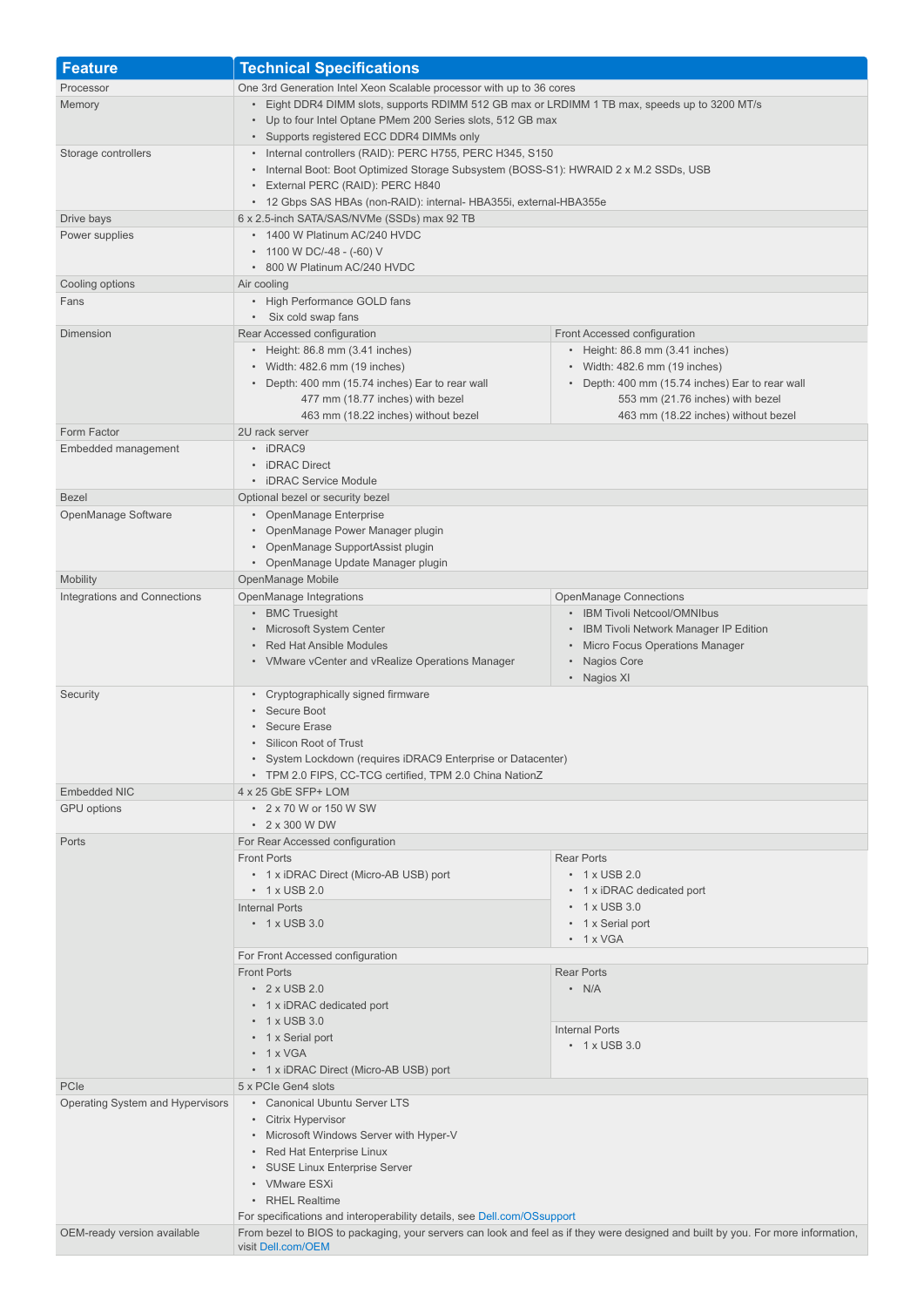| Feature | Technical Specifications |
| --- | --- |
| Processor | One 3rd Generation Intel Xeon Scalable processor with up to 36 cores |
| Memory | • Eight DDR4 DIMM slots, supports RDIMM 512 GB max or LRDIMM 1 TB max, speeds up to 3200 MT/s<br>• Up to four Intel Optane PMem 200 Series slots, 512 GB max<br>• Supports registered ECC DDR4 DIMMs only |
| Storage controllers | • Internal controllers (RAID): PERC H755, PERC H345, S150<br>• Internal Boot: Boot Optimized Storage Subsystem (BOSS-S1): HWRAID 2 x M.2 SSDs, USB<br>• External PERC (RAID): PERC H840<br>• 12 Gbps SAS HBAs (non-RAID): internal- HBA355i, external-HBA355e |
| Drive bays | 6 x 2.5-inch SATA/SAS/NVMe (SSDs) max 92 TB |
| Power supplies | • 1400 W Platinum AC/240 HVDC<br>• 1100 W DC/-48 - (-60) V<br>• 800 W Platinum AC/240 HVDC |
| Cooling options | Air cooling |
| Fans | • High Performance GOLD fans<br>• Six cold swap fans |
| Dimension | **Rear Accessed configuration**<br>• Height: 86.8 mm (3.41 inches)<br>• Width: 482.6 mm (19 inches)<br>• Depth: 400 mm (15.74 inches) Ear to rear wall<br>477 mm (18.77 inches) with bezel<br>463 mm (18.22 inches) without bezel<br>**Front Accessed configuration**<br>• Height: 86.8 mm (3.41 inches)<br>• Width: 482.6 mm (19 inches)<br>• Depth: 400 mm (15.74 inches) Ear to rear wall<br>553 mm (21.76 inches) with bezel<br>463 mm (18.22 inches) without bezel |
| Form Factor | 2U rack server |
| Embedded management | • iDRAC9<br>• iDRAC Direct<br>• iDRAC Service Module |
| Bezel | Optional bezel or security bezel |
| OpenManage Software | • OpenManage Enterprise<br>• OpenManage Power Manager plugin<br>• OpenManage SupportAssist plugin<br>• OpenManage Update Manager plugin |
| Mobility | OpenManage Mobile |
| Integrations and Connections | **OpenManage Integrations**<br>• BMC Truesight<br>• Microsoft System Center<br>• Red Hat Ansible Modules<br>• VMware vCenter and vRealize Operations Manager<br>**OpenManage Connections**<br>• IBM Tivoli Netcool/OMNIbus<br>• IBM Tivoli Network Manager IP Edition<br>• Micro Focus Operations Manager<br>• Nagios Core<br>• Nagios XI |
| Security | • Cryptographically signed firmware<br>• Secure Boot<br>• Secure Erase<br>• Silicon Root of Trust<br>• System Lockdown (requires iDRAC9 Enterprise or Datacenter)<br>• TPM 2.0 FIPS, CC-TCG certified, TPM 2.0 China NationZ |
| Embedded NIC | 4 x 25 GbE SFP+ LOM |
| GPU options | • 2 x 70 W or 150 W SW<br>• 2 x 300 W DW |
| Ports | **For Rear Accessed configuration**<br>Front Ports<br>• 1 x iDRAC Direct (Micro-AB USB) port<br>• 1 x USB 2.0<br>Internal Ports<br>• 1 x USB 3.0<br>Rear Ports<br>• 1 x USB 2.0<br>• 1 x iDRAC dedicated port<br>• 1 x USB 3.0<br>• 1 x Serial port<br>• 1 x VGA<br>**For Front Accessed configuration**<br>Front Ports<br>• 2 x USB 2.0<br>• 1 x iDRAC dedicated port<br>• 1 x USB 3.0<br>• 1 x Serial port<br>• 1 x VGA<br>• 1 x iDRAC Direct (Micro-AB USB) port<br>Rear Ports<br>• N/A<br>Internal Ports<br>• 1 x USB 3.0 |
| PCIe | 5 x PCIe Gen4 slots |
| Operating System and Hypervisors | • Canonical Ubuntu Server LTS<br>• Citrix Hypervisor<br>• Microsoft Windows Server with Hyper-V<br>• Red Hat Enterprise Linux<br>• SUSE Linux Enterprise Server<br>• VMware ESXi<br>• RHEL Realtime<br>For specifications and interoperability details, see Dell.com/OSsupport |
| OEM-ready version available | From bezel to BIOS to packaging, your servers can look and feel as if they were designed and built by you. For more information, visit Dell.com/OEM |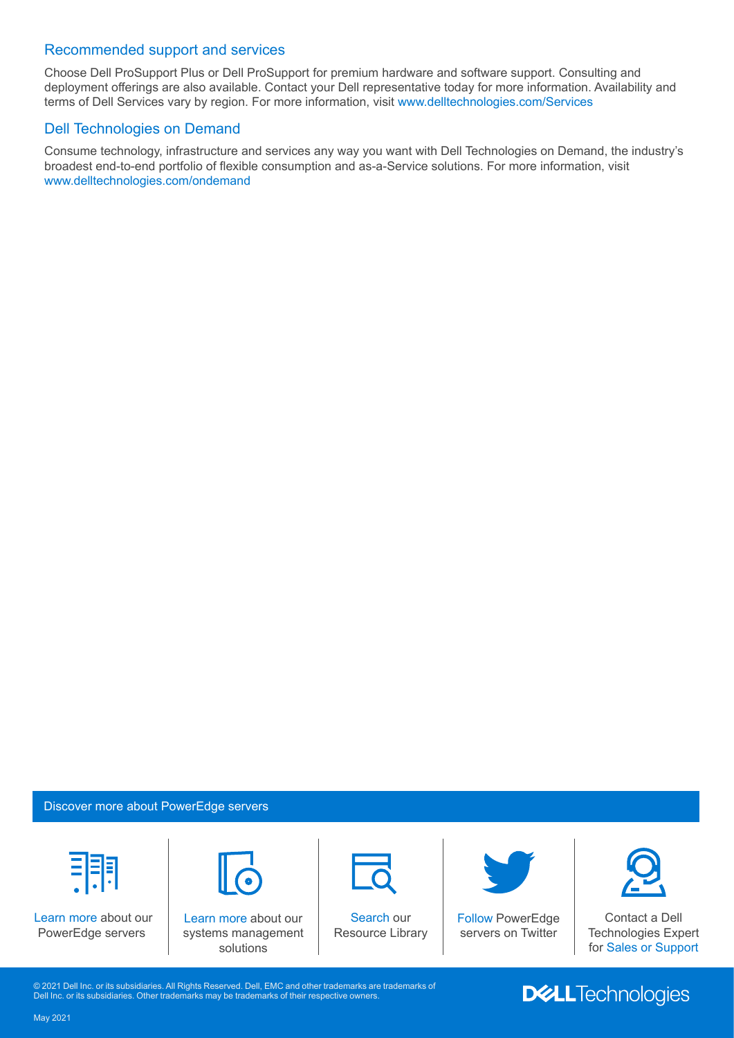## Recommended support and services

Choose Dell ProSupport Plus or Dell ProSupport for premium hardware and software support. Consulting and deployment offerings are also available. Contact your Dell representative today for more information. Availability and terms of Dell Services vary by region. For more information, visit www.delltechnologies.com/Services

## Dell Technologies on Demand

Consume technology, infrastructure and services any way you want with Dell Technologies on Demand, the industry's broadest end-to-end portfolio of flexible consumption and as-a-Service solutions. For more information, visit www.delltechnologies.com/ondemand

### Discover more about PowerEdge servers

Learn more about our PowerEdge servers

Learn more about our systems management solutions

Search our Resource Library

Follow PowerEdge servers on Twitter

Contact a Dell Technologies Expert for Sales or Support

© 2021 Dell Inc. or its subsidiaries. All Rights Reserved. Dell, EMC and other trademarks are trademarks of Dell Inc. or its subsidiaries. Other trademarks may be trademarks of their respective owners.

DELL Technologies

May 2021